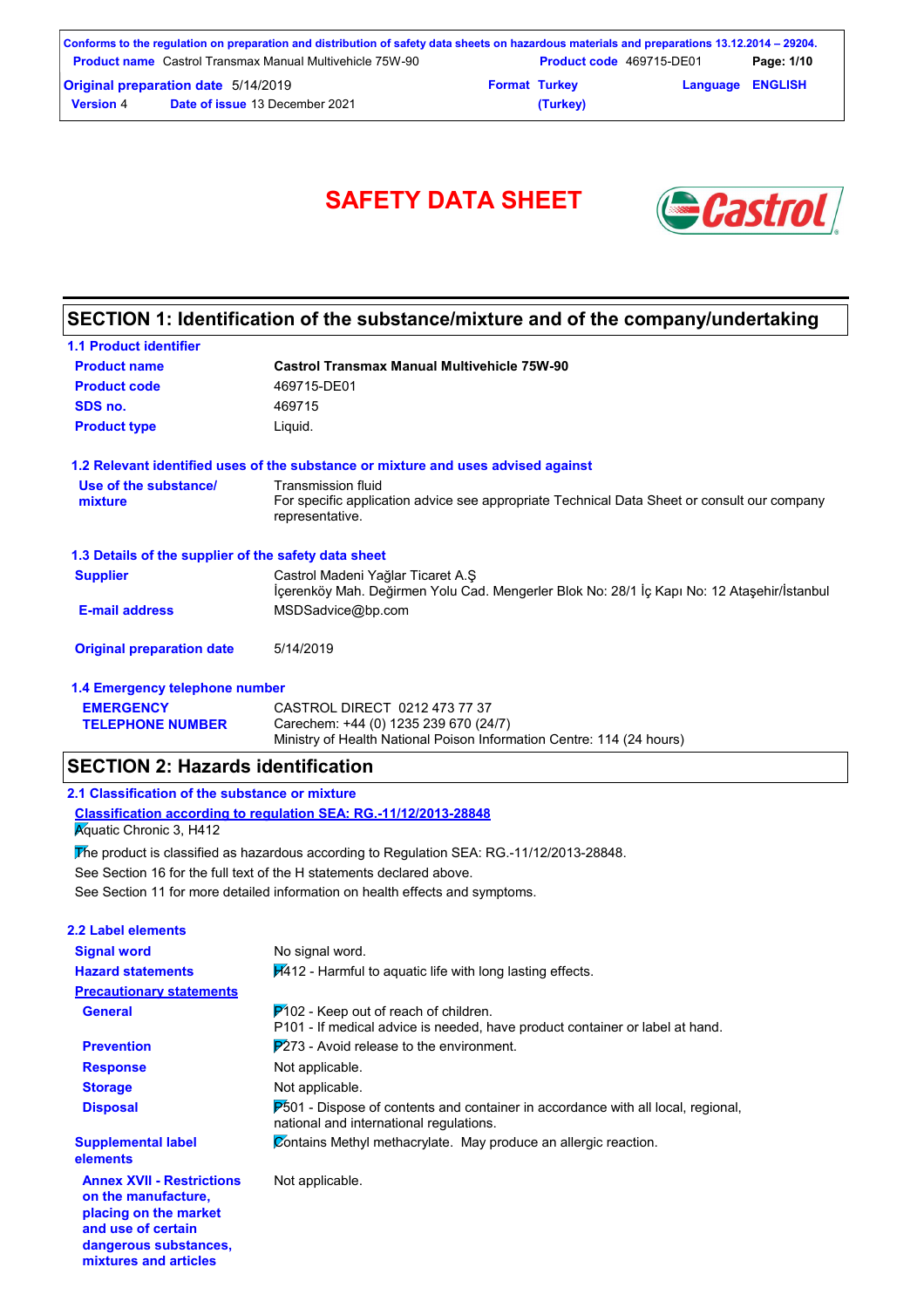Conforms to the regulation on preparation and distribution of safety data sheets on hazardous materials and preparations 13.12.2014 – 29204.

| | | | |
|---|---|---|---|
| **Product name** Castrol Transmax Manual Multivehicle 75W-90 | | **Product code** 469715-DE01 | |
| **Original preparation date** 5/14/2019 | | **Format** Turkey (Turkey) | **Language** ENGLISH |
| **Version** 4 | **Date of issue** 13 December 2021 | | |

# SAFETY DATA SHEET

Castrol

## SECTION 1: Identification of the substance/mixture and of the company/undertaking

### 1.1 Product identifier

| | |
|---|---|
| **Product name** | **Castrol Transmax Manual Multivehicle 75W-90** |
| **Product code** | 469715-DE01 |
| **SDS no.** | 469715 |
| **Product type** | Liquid. |

### 1.2 Relevant identified uses of the substance or mixture and uses advised against

| | |
|---|---|
| **Use of the substance/ mixture** | Transmission fluid<br>For specific application advice see appropriate Technical Data Sheet or consult our company representative. |

### 1.3 Details of the supplier of the safety data sheet

| | |
|---|---|
| **Supplier** | Castrol Madeni Yağlar Ticaret A.Ş<br>İçerenköy Mah. Değirmen Yolu Cad. Mengerler Blok No: 28/1 İç Kapı No: 12 Ataşehir/İstanbul |
| **E-mail address** | MSDSadvice@bp.com |
| **Original preparation date** | 5/14/2019 |

### 1.4 Emergency telephone number

| | |
|---|---|
| **EMERGENCY TELEPHONE NUMBER** | CASTROL DIRECT 0212 473 77 37<br>Carechem: +44 (0) 1235 239 670 (24/7)<br>Ministry of Health National Poison Information Centre: 114 (24 hours) |

## SECTION 2: Hazards identification

### 2.1 Classification of the substance or mixture

**Classification according to regulation SEA: RG.-11/12/2013-28848**

Aquatic Chronic 3, H412

The product is classified as hazardous according to Regulation SEA: RG.-11/12/2013-28848.

See Section 16 for the full text of the H statements declared above.

See Section 11 for more detailed information on health effects and symptoms.

### 2.2 Label elements

| | |
|---|---|
| **Signal word** | No signal word. |
| **Hazard statements** | H412 - Harmful to aquatic life with long lasting effects. |
| **Precautionary statements** | |
| **General** | P102 - Keep out of reach of children.<br>P101 - If medical advice is needed, have product container or label at hand. |
| **Prevention** | P273 - Avoid release to the environment. |
| **Response** | Not applicable. |
| **Storage** | Not applicable. |
| **Disposal** | P501 - Dispose of contents and container in accordance with all local, regional, national and international regulations. |
| **Supplemental label elements** | Contains Methyl methacrylate. May produce an allergic reaction. |
| **Annex XVII - Restrictions on the manufacture, placing on the market and use of certain dangerous substances, mixtures and articles** | Not applicable. |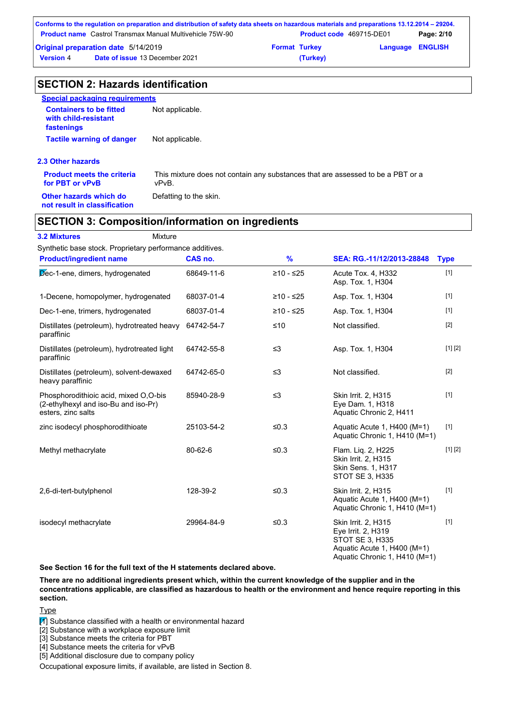## SECTION 2: Hazards identification

**Special packaging requirements**

| | |
|---|---|
| **Containers to be fitted with child-resistant fastenings** | Not applicable. |
| **Tactile warning of danger** | Not applicable. |

### 2.3 Other hazards

| | |
|---|---|
| **Product meets the criteria for PBT or vPvB** | This mixture does not contain any substances that are assessed to be a PBT or a vPvB. |
| **Other hazards which do not result in classification** | Defatting to the skin. |

## SECTION 3: Composition/information on ingredients

**3.2 Mixtures** Mixture

Synthetic base stock. Proprietary performance additives.

| Product/ingredient name | CAS no. | % | SEA: RG.-11/12/2013-28848 | Type |
|---|---|---|---|---|
| Dec-1-ene, dimers, hydrogenated | 68649-11-6 | ≥10 - ≤25 | Acute Tox. 4, H332<br>Asp. Tox. 1, H304 | [1] |
| 1-Decene, homopolymer, hydrogenated | 68037-01-4 | ≥10 - ≤25 | Asp. Tox. 1, H304 | [1] |
| Dec-1-ene, trimers, hydrogenated | 68037-01-4 | ≥10 - ≤25 | Asp. Tox. 1, H304 | [1] |
| Distillates (petroleum), hydrotreated heavy paraffinic | 64742-54-7 | ≤10 | Not classified. | [2] |
| Distillates (petroleum), hydrotreated light paraffinic | 64742-55-8 | ≤3 | Asp. Tox. 1, H304 | [1] [2] |
| Distillates (petroleum), solvent-dewaxed heavy paraffinic | 64742-65-0 | ≤3 | Not classified. | [2] |
| Phosphorodithioic acid, mixed O,O-bis (2-ethylhexyl and iso-Bu and iso-Pr) esters, zinc salts | 85940-28-9 | ≤3 | Skin Irrit. 2, H315<br>Eye Dam. 1, H318<br>Aquatic Chronic 2, H411 | [1] |
| zinc isodecyl phosphorodithioate | 25103-54-2 | ≤0.3 | Aquatic Acute 1, H400 (M=1)<br>Aquatic Chronic 1, H410 (M=1) | [1] |
| Methyl methacrylate | 80-62-6 | ≤0.3 | Flam. Liq. 2, H225<br>Skin Irrit. 2, H315<br>Skin Sens. 1, H317<br>STOT SE 3, H335 | [1] [2] |
| 2,6-di-tert-butylphenol | 128-39-2 | ≤0.3 | Skin Irrit. 2, H315<br>Aquatic Acute 1, H400 (M=1)<br>Aquatic Chronic 1, H410 (M=1) | [1] |
| isodecyl methacrylate | 29964-84-9 | ≤0.3 | Skin Irrit. 2, H315<br>Eye Irrit. 2, H319<br>STOT SE 3, H335<br>Aquatic Acute 1, H400 (M=1)<br>Aquatic Chronic 1, H410 (M=1) | [1] |

**See Section 16 for the full text of the H statements declared above.**

**There are no additional ingredients present which, within the current knowledge of the supplier and in the concentrations applicable, are classified as hazardous to health or the environment and hence require reporting in this section.**

Type

[1] Substance classified with a health or environmental hazard
[2] Substance with a workplace exposure limit
[3] Substance meets the criteria for PBT
[4] Substance meets the criteria for vPvB
[5] Additional disclosure due to company policy

Occupational exposure limits, if available, are listed in Section 8.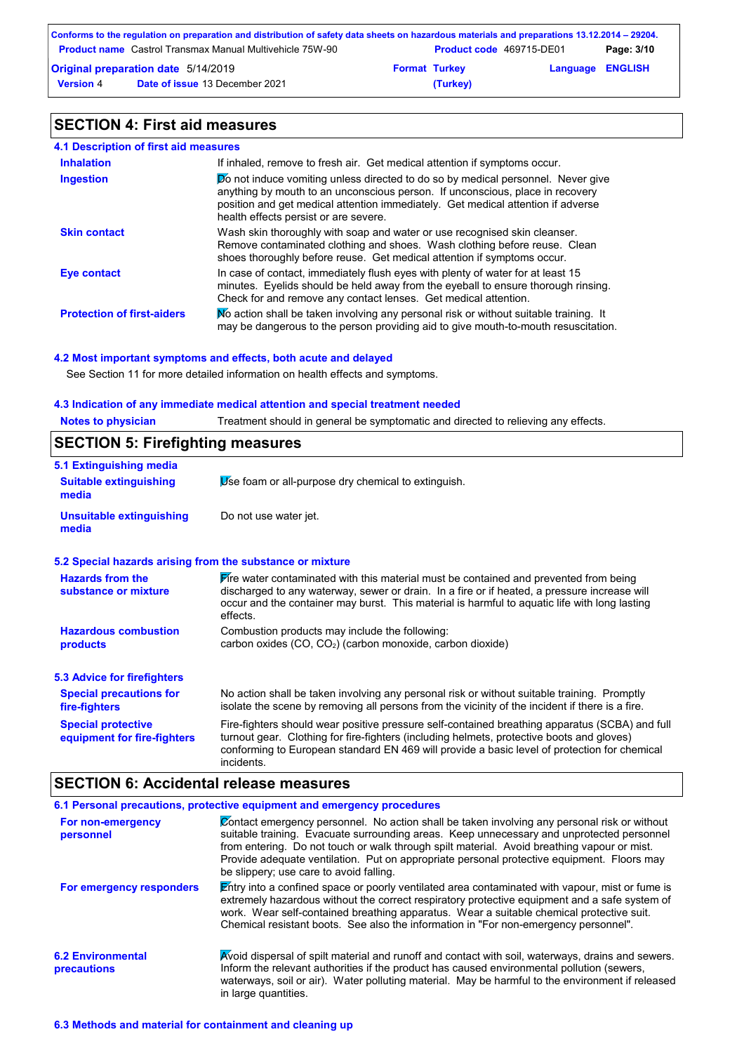## SECTION 4: First aid measures

### 4.1 Description of first aid measures

| | |
|---|---|
| **Inhalation** | If inhaled, remove to fresh air. Get medical attention if symptoms occur. |
| **Ingestion** | Do not induce vomiting unless directed to do so by medical personnel. Never give anything by mouth to an unconscious person. If unconscious, place in recovery position and get medical attention immediately. Get medical attention if adverse health effects persist or are severe. |
| **Skin contact** | Wash skin thoroughly with soap and water or use recognised skin cleanser. Remove contaminated clothing and shoes. Wash clothing before reuse. Clean shoes thoroughly before reuse. Get medical attention if symptoms occur. |
| **Eye contact** | In case of contact, immediately flush eyes with plenty of water for at least 15 minutes. Eyelids should be held away from the eyeball to ensure thorough rinsing. Check for and remove any contact lenses. Get medical attention. |
| **Protection of first-aiders** | No action shall be taken involving any personal risk or without suitable training. It may be dangerous to the person providing aid to give mouth-to-mouth resuscitation. |

### 4.2 Most important symptoms and effects, both acute and delayed

See Section 11 for more detailed information on health effects and symptoms.

### 4.3 Indication of any immediate medical attention and special treatment needed

| | |
|---|---|
| **Notes to physician** | Treatment should in general be symptomatic and directed to relieving any effects. |

## SECTION 5: Firefighting measures

### 5.1 Extinguishing media

| | |
|---|---|
| **Suitable extinguishing media** | Use foam or all-purpose dry chemical to extinguish. |
| **Unsuitable extinguishing media** | Do not use water jet. |

### 5.2 Special hazards arising from the substance or mixture

| | |
|---|---|
| **Hazards from the substance or mixture** | Fire water contaminated with this material must be contained and prevented from being discharged to any waterway, sewer or drain. In a fire or if heated, a pressure increase will occur and the container may burst. This material is harmful to aquatic life with long lasting effects. |
| **Hazardous combustion products** | Combustion products may include the following: carbon oxides ($CO$, $CO_2$) (carbon monoxide, carbon dioxide) |

### 5.3 Advice for firefighters

| | |
|---|---|
| **Special precautions for fire-fighters** | No action shall be taken involving any personal risk or without suitable training. Promptly isolate the scene by removing all persons from the vicinity of the incident if there is a fire. |
| **Special protective equipment for fire-fighters** | Fire-fighters should wear positive pressure self-contained breathing apparatus (SCBA) and full turnout gear. Clothing for fire-fighters (including helmets, protective boots and gloves) conforming to European standard EN 469 will provide a basic level of protection for chemical incidents. |

## SECTION 6: Accidental release measures

### 6.1 Personal precautions, protective equipment and emergency procedures

| | |
|---|---|
| **For non-emergency personnel** | Contact emergency personnel. No action shall be taken involving any personal risk or without suitable training. Evacuate surrounding areas. Keep unnecessary and unprotected personnel from entering. Do not touch or walk through spilt material. Avoid breathing vapour or mist. Provide adequate ventilation. Put on appropriate personal protective equipment. Floors may be slippery; use care to avoid falling. |
| **For emergency responders** | Entry into a confined space or poorly ventilated area contaminated with vapour, mist or fume is extremely hazardous without the correct respiratory protective equipment and a safe system of work. Wear self-contained breathing apparatus. Wear a suitable chemical protective suit. Chemical resistant boots. See also the information in "For non-emergency personnel". |

| | |
|---|---|
| **6.2 Environmental precautions** | Avoid dispersal of spilt material and runoff and contact with soil, waterways, drains and sewers. Inform the relevant authorities if the product has caused environmental pollution (sewers, waterways, soil or air). Water polluting material. May be harmful to the environment if released in large quantities. |

### 6.3 Methods and material for containment and cleaning up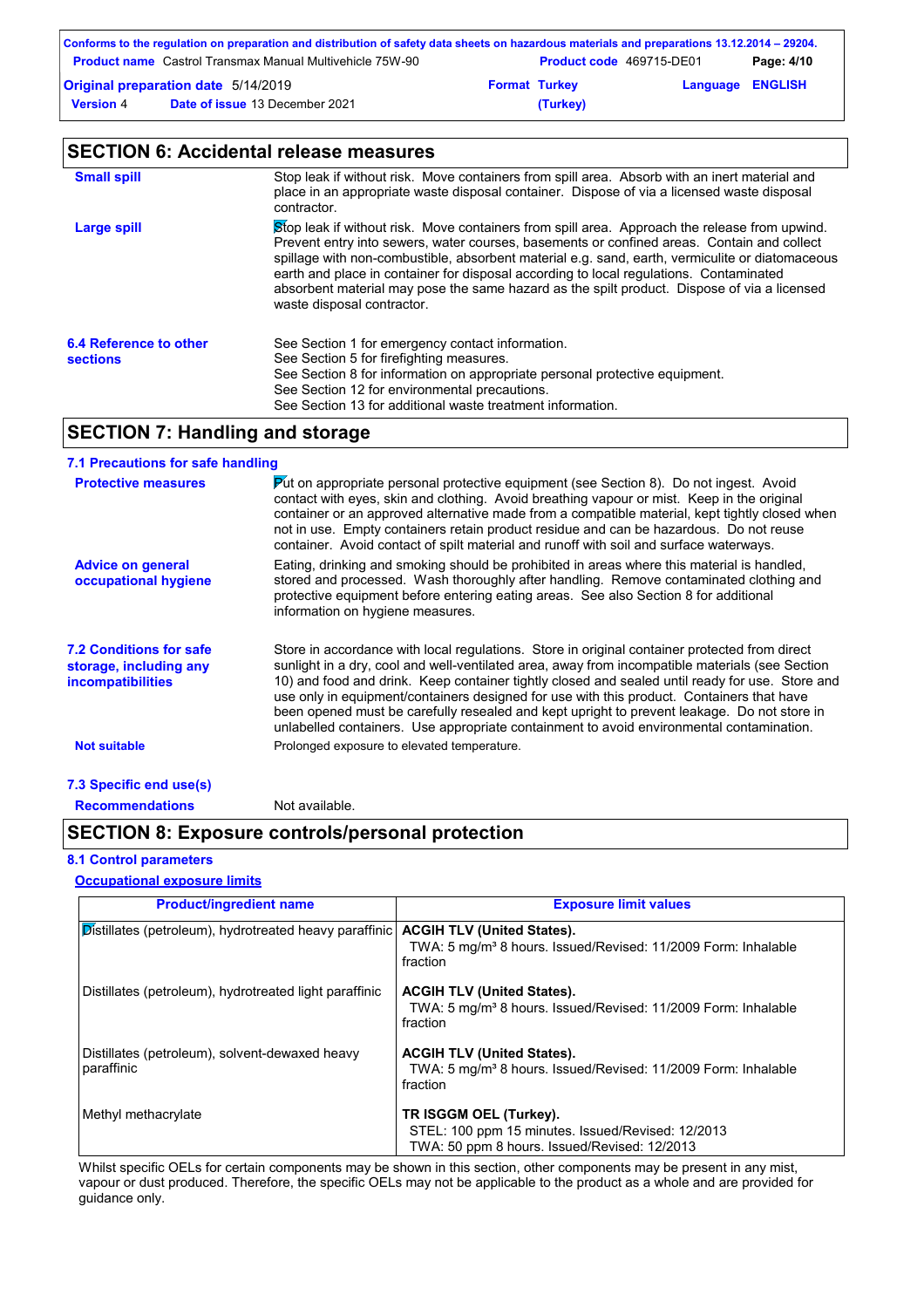## SECTION 6: Accidental release measures

**Small spill**

Stop leak if without risk. Move containers from spill area. Absorb with an inert material and place in an appropriate waste disposal container. Dispose of via a licensed waste disposal contractor.

**Large spill**

Stop leak if without risk. Move containers from spill area. Approach the release from upwind. Prevent entry into sewers, water courses, basements or confined areas. Contain and collect spillage with non-combustible, absorbent material e.g. sand, earth, vermiculite or diatomaceous earth and place in container for disposal according to local regulations. Contaminated absorbent material may pose the same hazard as the spilt product. Dispose of via a licensed waste disposal contractor.

**6.4 Reference to other sections**

See Section 1 for emergency contact information.
See Section 5 for firefighting measures.
See Section 8 for information on appropriate personal protective equipment.
See Section 12 for environmental precautions.
See Section 13 for additional waste treatment information.

## SECTION 7: Handling and storage

### 7.1 Precautions for safe handling

**Protective measures**

Put on appropriate personal protective equipment (see Section 8). Do not ingest. Avoid contact with eyes, skin and clothing. Avoid breathing vapour or mist. Keep in the original container or an approved alternative made from a compatible material, kept tightly closed when not in use. Empty containers retain product residue and can be hazardous. Do not reuse container. Avoid contact of spilt material and runoff with soil and surface waterways.

**Advice on general occupational hygiene**

Eating, drinking and smoking should be prohibited in areas where this material is handled, stored and processed. Wash thoroughly after handling. Remove contaminated clothing and protective equipment before entering eating areas. See also Section 8 for additional information on hygiene measures.

**7.2 Conditions for safe storage, including any incompatibilities**

Store in accordance with local regulations. Store in original container protected from direct sunlight in a dry, cool and well-ventilated area, away from incompatible materials (see Section 10) and food and drink. Keep container tightly closed and sealed until ready for use. Store and use only in equipment/containers designed for use with this product. Containers that have been opened must be carefully resealed and kept upright to prevent leakage. Do not store in unlabelled containers. Use appropriate containment to avoid environmental contamination.

**Not suitable**

Prolonged exposure to elevated temperature.

### 7.3 Specific end use(s)

**Recommendations**

Not available.

## SECTION 8: Exposure controls/personal protection

### 8.1 Control parameters

**Occupational exposure limits**

| Product/ingredient name | Exposure limit values |
|---|---|
| Distillates (petroleum), hydrotreated heavy paraffinic | **ACGIH TLV (United States).** TWA: 5 mg/m³ 8 hours. Issued/Revised: 11/2009 Form: Inhalable fraction |
| Distillates (petroleum), hydrotreated light paraffinic | **ACGIH TLV (United States).** TWA: 5 mg/m³ 8 hours. Issued/Revised: 11/2009 Form: Inhalable fraction |
| Distillates (petroleum), solvent-dewaxed heavy paraffinic | **ACGIH TLV (United States).** TWA: 5 mg/m³ 8 hours. Issued/Revised: 11/2009 Form: Inhalable fraction |
| Methyl methacrylate | **TR ISGGM OEL (Turkey).** STEL: 100 ppm 15 minutes. Issued/Revised: 12/2013 TWA: 50 ppm 8 hours. Issued/Revised: 12/2013 |

Whilst specific OELs for certain components may be shown in this section, other components may be present in any mist, vapour or dust produced. Therefore, the specific OELs may not be applicable to the product as a whole and are provided for guidance only.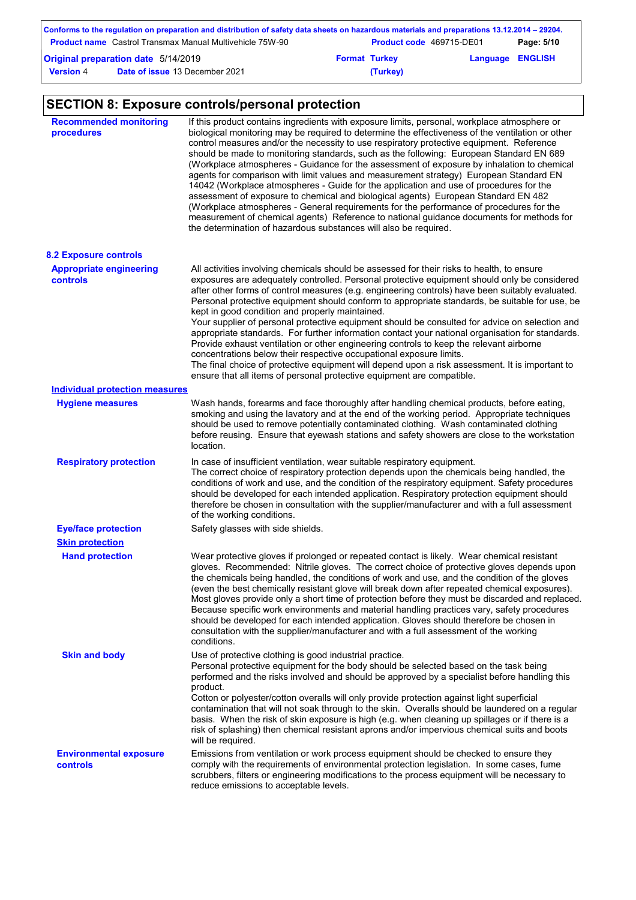## SECTION 8: Exposure controls/personal protection

**Recommended monitoring procedures**

If this product contains ingredients with exposure limits, personal, workplace atmosphere or biological monitoring may be required to determine the effectiveness of the ventilation or other control measures and/or the necessity to use respiratory protective equipment. Reference should be made to monitoring standards, such as the following: European Standard EN 689 (Workplace atmospheres - Guidance for the assessment of exposure by inhalation to chemical agents for comparison with limit values and measurement strategy) European Standard EN 14042 (Workplace atmospheres - Guide for the application and use of procedures for the assessment of exposure to chemical and biological agents) European Standard EN 482 (Workplace atmospheres - General requirements for the performance of procedures for the measurement of chemical agents) Reference to national guidance documents for methods for the determination of hazardous substances will also be required.

### 8.2 Exposure controls

**Appropriate engineering controls**

All activities involving chemicals should be assessed for their risks to health, to ensure exposures are adequately controlled. Personal protective equipment should only be considered after other forms of control measures (e.g. engineering controls) have been suitably evaluated. Personal protective equipment should conform to appropriate standards, be suitable for use, be kept in good condition and properly maintained.
Your supplier of personal protective equipment should be consulted for advice on selection and appropriate standards. For further information contact your national organisation for standards.
Provide exhaust ventilation or other engineering controls to keep the relevant airborne concentrations below their respective occupational exposure limits.
The final choice of protective equipment will depend upon a risk assessment. It is important to ensure that all items of personal protective equipment are compatible.

**Individual protection measures**

**Hygiene measures**

Wash hands, forearms and face thoroughly after handling chemical products, before eating, smoking and using the lavatory and at the end of the working period. Appropriate techniques should be used to remove potentially contaminated clothing. Wash contaminated clothing before reusing. Ensure that eyewash stations and safety showers are close to the workstation location.

**Respiratory protection**

In case of insufficient ventilation, wear suitable respiratory equipment.
The correct choice of respiratory protection depends upon the chemicals being handled, the conditions of work and use, and the condition of the respiratory equipment. Safety procedures should be developed for each intended application. Respiratory protection equipment should therefore be chosen in consultation with the supplier/manufacturer and with a full assessment of the working conditions.

**Eye/face protection**

Safety glasses with side shields.

**Skin protection**

**Hand protection**

Wear protective gloves if prolonged or repeated contact is likely. Wear chemical resistant gloves. Recommended: Nitrile gloves. The correct choice of protective gloves depends upon the chemicals being handled, the conditions of work and use, and the condition of the gloves (even the best chemically resistant glove will break down after repeated chemical exposures). Most gloves provide only a short time of protection before they must be discarded and replaced. Because specific work environments and material handling practices vary, safety procedures should be developed for each intended application. Gloves should therefore be chosen in consultation with the supplier/manufacturer and with a full assessment of the working conditions.

**Skin and body**

Use of protective clothing is good industrial practice.
Personal protective equipment for the body should be selected based on the task being performed and the risks involved and should be approved by a specialist before handling this product.
Cotton or polyester/cotton overalls will only provide protection against light superficial contamination that will not soak through to the skin. Overalls should be laundered on a regular basis. When the risk of skin exposure is high (e.g. when cleaning up spillages or if there is a risk of splashing) then chemical resistant aprons and/or impervious chemical suits and boots will be required.

**Environmental exposure controls**

Emissions from ventilation or work process equipment should be checked to ensure they comply with the requirements of environmental protection legislation. In some cases, fume scrubbers, filters or engineering modifications to the process equipment will be necessary to reduce emissions to acceptable levels.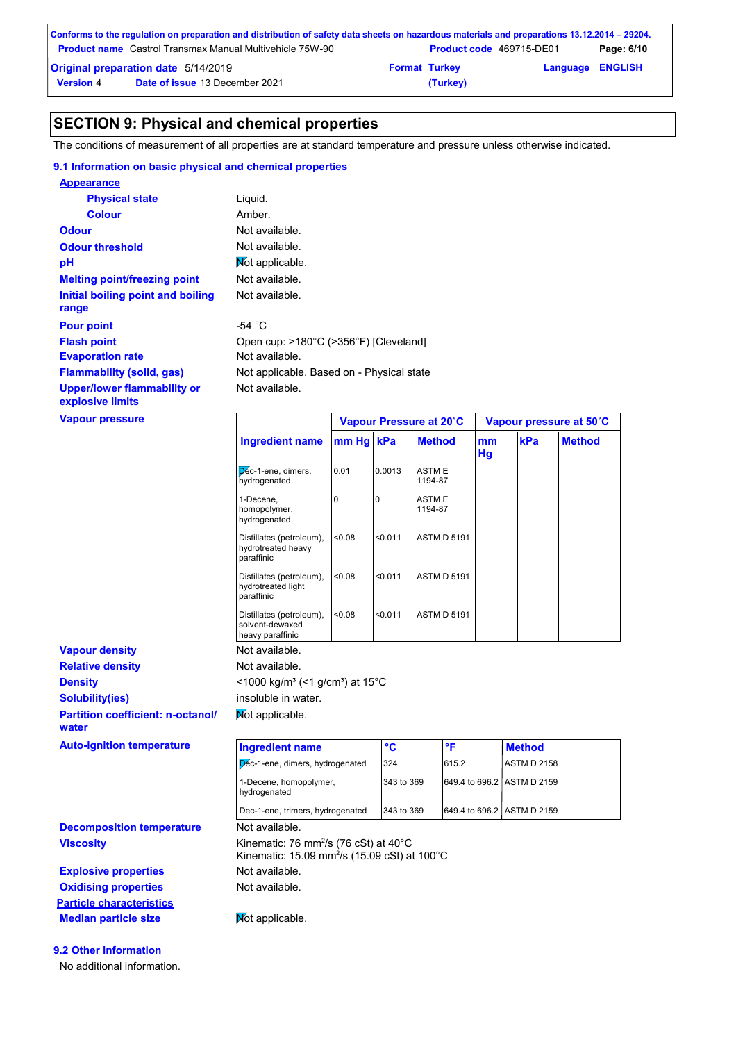## SECTION 9: Physical and chemical properties

The conditions of measurement of all properties are at standard temperature and pressure unless otherwise indicated.

### 9.1 Information on basic physical and chemical properties

**Appearance**

| | |
|---|---|
| **Physical state** | Liquid. |
| **Colour** | Amber. |
| **Odour** | Not available. |
| **Odour threshold** | Not available. |
| **pH** | Not applicable. |
| **Melting point/freezing point** | Not available. |
| **Initial boiling point and boiling range** | Not available. |
| **Pour point** | -54 °C |
| **Flash point** | Open cup: >180°C (>356°F) [Cleveland] |
| **Evaporation rate** | Not available. |
| **Flammability (solid, gas)** | Not applicable. Based on - Physical state |
| **Upper/lower flammability or explosive limits** | Not available. |

**Vapour pressure**

| | Vapour Pressure at 20˚C | | | Vapour pressure at 50˚C | | |
|---|---|---|---|---|---|---|
| **Ingredient name** | **mm Hg** | **kPa** | **Method** | **mm Hg** | **kPa** | **Method** |
| Dec-1-ene, dimers, hydrogenated | 0.01 | 0.0013 | ASTM E 1194-87 | | | |
| 1-Decene, homopolymer, hydrogenated | 0 | 0 | ASTM E 1194-87 | | | |
| Distillates (petroleum), hydrotreated heavy paraffinic | <0.08 | <0.011 | ASTM D 5191 | | | |
| Distillates (petroleum), hydrotreated light paraffinic | <0.08 | <0.011 | ASTM D 5191 | | | |
| Distillates (petroleum), solvent-dewaxed heavy paraffinic | <0.08 | <0.011 | ASTM D 5191 | | | |

| | |
|---|---|
| **Vapour density** | Not available. |
| **Relative density** | Not available. |
| **Density** | <1000 kg/m³ (<1 g/cm³) at 15°C |
| **Solubility(ies)** | insoluble in water. |
| **Partition coefficient: n-octanol/water** | Not applicable. |

**Auto-ignition temperature**

| Ingredient name | °C | °F | Method |
|---|---|---|---|
| Dec-1-ene, dimers, hydrogenated | 324 | 615.2 | ASTM D 2158 |
| 1-Decene, homopolymer, hydrogenated | 343 to 369 | 649.4 to 696.2 | ASTM D 2159 |
| Dec-1-ene, trimers, hydrogenated | 343 to 369 | 649.4 to 696.2 | ASTM D 2159 |

| | |
|---|---|
| **Decomposition temperature** | Not available. |
| **Viscosity** | Kinematic: 76 mm²/s (76 cSt) at 40°C<br>Kinematic: 15.09 mm²/s (15.09 cSt) at 100°C |
| **Explosive properties** | Not available. |
| **Oxidising properties** | Not available. |

**Particle characteristics**

| | |
|---|---|
| **Median particle size** | Not applicable. |

### 9.2 Other information

No additional information.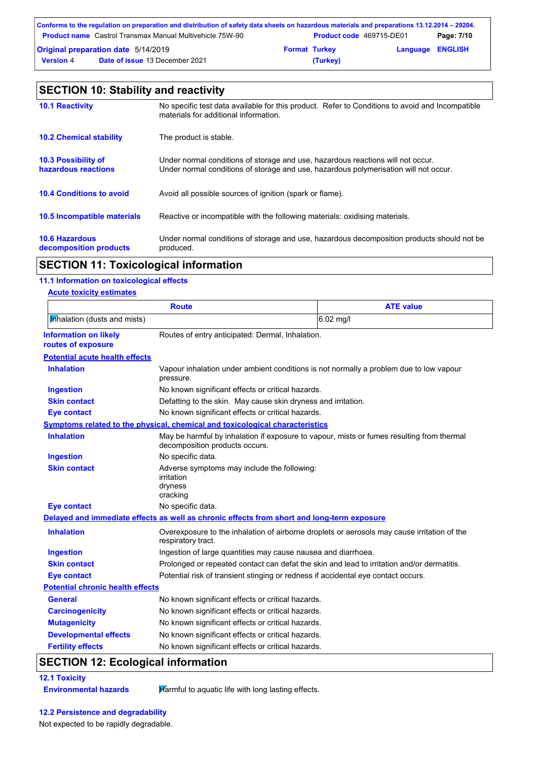## SECTION 10: Stability and reactivity

| | |
|---|---|
| **10.1 Reactivity** | No specific test data available for this product. Refer to Conditions to avoid and Incompatible materials for additional information. |
| **10.2 Chemical stability** | The product is stable. |
| **10.3 Possibility of hazardous reactions** | Under normal conditions of storage and use, hazardous reactions will not occur. Under normal conditions of storage and use, hazardous polymerisation will not occur. |
| **10.4 Conditions to avoid** | Avoid all possible sources of ignition (spark or flame). |
| **10.5 Incompatible materials** | Reactive or incompatible with the following materials: oxidising materials. |
| **10.6 Hazardous decomposition products** | Under normal conditions of storage and use, hazardous decomposition products should not be produced. |

## SECTION 11: Toxicological information

### 11.1 Information on toxicological effects

**Acute toxicity estimates**

| Route | ATE value |
|---|---|
| Inhalation (dusts and mists) | 6.02 mg/l |

**Information on likely routes of exposure**: Routes of entry anticipated: Dermal, Inhalation.

**Potential acute health effects**

| | |
|---|---|
| **Inhalation** | Vapour inhalation under ambient conditions is not normally a problem due to low vapour pressure. |
| **Ingestion** | No known significant effects or critical hazards. |
| **Skin contact** | Defatting to the skin. May cause skin dryness and irritation. |
| **Eye contact** | No known significant effects or critical hazards. |

**Symptoms related to the physical, chemical and toxicological characteristics**

| | |
|---|---|
| **Inhalation** | May be harmful by inhalation if exposure to vapour, mists or fumes resulting from thermal decomposition products occurs. |
| **Ingestion** | No specific data. |
| **Skin contact** | Adverse symptoms may include the following:<br>irritation<br>dryness<br>cracking |
| **Eye contact** | No specific data. |

**Delayed and immediate effects as well as chronic effects from short and long-term exposure**

| | |
|---|---|
| **Inhalation** | Overexposure to the inhalation of airborne droplets or aerosols may cause irritation of the respiratory tract. |
| **Ingestion** | Ingestion of large quantities may cause nausea and diarrhoea. |
| **Skin contact** | Prolonged or repeated contact can defat the skin and lead to irritation and/or dermatitis. |
| **Eye contact** | Potential risk of transient stinging or redness if accidental eye contact occurs. |

**Potential chronic health effects**

| | |
|---|---|
| **General** | No known significant effects or critical hazards. |
| **Carcinogenicity** | No known significant effects or critical hazards. |
| **Mutagenicity** | No known significant effects or critical hazards. |
| **Developmental effects** | No known significant effects or critical hazards. |
| **Fertility effects** | No known significant effects or critical hazards. |

## SECTION 12: Ecological information

### 12.1 Toxicity

**Environmental hazards**: Harmful to aquatic life with long lasting effects.

### 12.2 Persistence and degradability

Not expected to be rapidly degradable.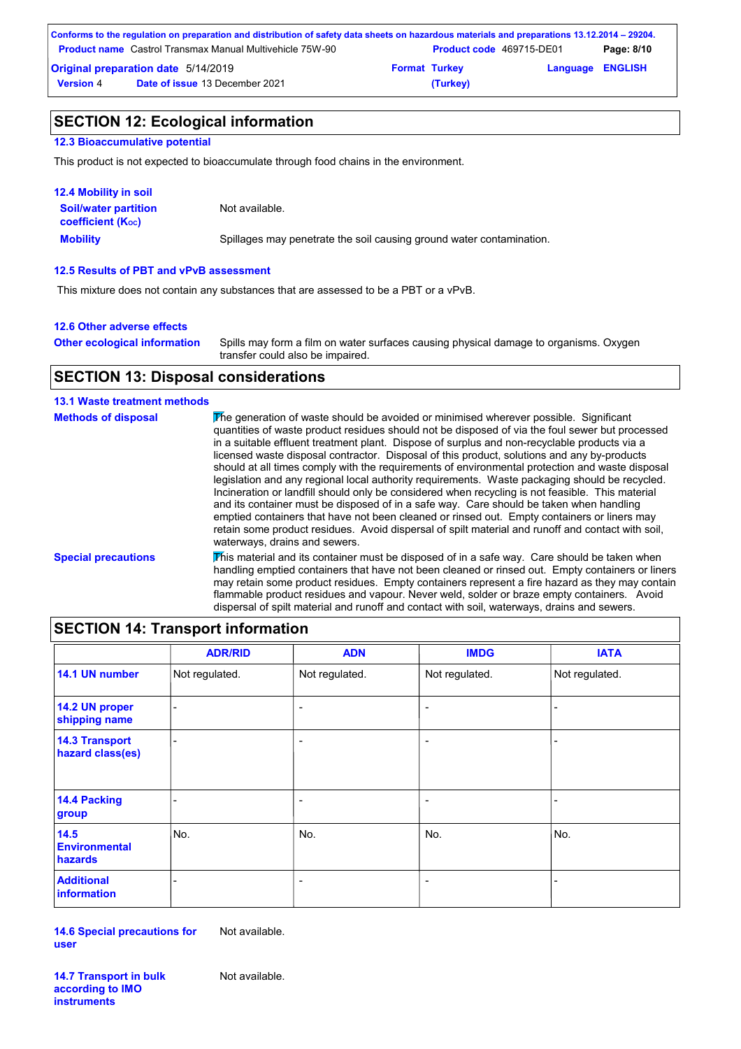## SECTION 12: Ecological information

### 12.3 Bioaccumulative potential

This product is not expected to bioaccumulate through food chains in the environment.

### 12.4 Mobility in soil

**Soil/water partition coefficient ($K_{OC}$)** Not available.

**Mobility** Spillages may penetrate the soil causing ground water contamination.

### 12.5 Results of PBT and vPvB assessment

This mixture does not contain any substances that are assessed to be a PBT or a vPvB.

### 12.6 Other adverse effects

**Other ecological information** Spills may form a film on water surfaces causing physical damage to organisms. Oxygen transfer could also be impaired.

## SECTION 13: Disposal considerations

### 13.1 Waste treatment methods

**Methods of disposal** The generation of waste should be avoided or minimised wherever possible. Significant quantities of waste product residues should not be disposed of via the foul sewer but processed in a suitable effluent treatment plant. Dispose of surplus and non-recyclable products via a licensed waste disposal contractor. Disposal of this product, solutions and any by-products should at all times comply with the requirements of environmental protection and waste disposal legislation and any regional local authority requirements. Waste packaging should be recycled. Incineration or landfill should only be considered when recycling is not feasible. This material and its container must be disposed of in a safe way. Care should be taken when handling emptied containers that have not been cleaned or rinsed out. Empty containers or liners may retain some product residues. Avoid dispersal of spilt material and runoff and contact with soil, waterways, drains and sewers.

**Special precautions** This material and its container must be disposed of in a safe way. Care should be taken when handling emptied containers that have not been cleaned or rinsed out. Empty containers or liners may retain some product residues. Empty containers represent a fire hazard as they may contain flammable product residues and vapour. Never weld, solder or braze empty containers. Avoid dispersal of spilt material and runoff and contact with soil, waterways, drains and sewers.

## SECTION 14: Transport information

| | ADR/RID | ADN | IMDG | IATA |
|---|---|---|---|---|
| **14.1 UN number** | Not regulated. | Not regulated. | Not regulated. | Not regulated. |
| **14.2 UN proper shipping name** | - | - | - | - |
| **14.3 Transport hazard class(es)** | - | - | - | - |
| **14.4 Packing group** | - | - | - | - |
| **14.5 Environmental hazards** | No. | No. | No. | No. |
| **Additional information** | - | - | - | - |

**14.6 Special precautions for user** Not available.

**14.7 Transport in bulk according to IMO instruments** Not available.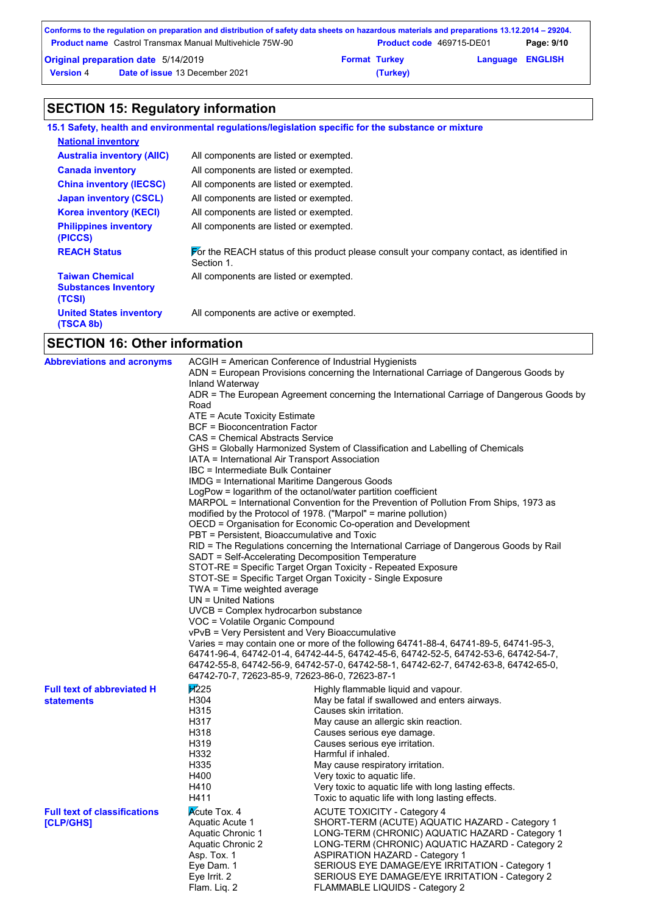## SECTION 15: Regulatory information

### 15.1 Safety, health and environmental regulations/legislation specific for the substance or mixture

**National inventory**

| | |
|---|---|
| **Australia inventory (AIIC)** | All components are listed or exempted. |
| **Canada inventory** | All components are listed or exempted. |
| **China inventory (IECSC)** | All components are listed or exempted. |
| **Japan inventory (CSCL)** | All components are listed or exempted. |
| **Korea inventory (KECI)** | All components are listed or exempted. |
| **Philippines inventory (PICCS)** | All components are listed or exempted. |
| **REACH Status** | For the REACH status of this product please consult your company contact, as identified in Section 1. |
| **Taiwan Chemical Substances Inventory (TCSI)** | All components are listed or exempted. |
| **United States inventory (TSCA 8b)** | All components are active or exempted. |

## SECTION 16: Other information

**Abbreviations and acronyms**

ACGIH = American Conference of Industrial Hygienists
ADN = European Provisions concerning the International Carriage of Dangerous Goods by Inland Waterway
ADR = The European Agreement concerning the International Carriage of Dangerous Goods by Road
ATE = Acute Toxicity Estimate
BCF = Bioconcentration Factor
CAS = Chemical Abstracts Service
GHS = Globally Harmonized System of Classification and Labelling of Chemicals
IATA = International Air Transport Association
IBC = Intermediate Bulk Container
IMDG = International Maritime Dangerous Goods
LogPow = logarithm of the octanol/water partition coefficient
MARPOL = International Convention for the Prevention of Pollution From Ships, 1973 as modified by the Protocol of 1978. ("Marpol" = marine pollution)
OECD = Organisation for Economic Co-operation and Development
PBT = Persistent, Bioaccumulative and Toxic
RID = The Regulations concerning the International Carriage of Dangerous Goods by Rail
SADT = Self-Accelerating Decomposition Temperature
STOT-RE = Specific Target Organ Toxicity - Repeated Exposure
STOT-SE = Specific Target Organ Toxicity - Single Exposure
TWA = Time weighted average
UN = United Nations
UVCB = Complex hydrocarbon substance
VOC = Volatile Organic Compound
vPvB = Very Persistent and Very Bioaccumulative
Varies = may contain one or more of the following 64741-88-4, 64741-89-5, 64741-95-3, 64741-96-4, 64742-01-4, 64742-44-5, 64742-45-6, 64742-52-5, 64742-53-6, 64742-54-7, 64742-55-8, 64742-56-9, 64742-57-0, 64742-58-1, 64742-62-7, 64742-63-8, 64742-65-0, 64742-70-7, 72623-85-9, 72623-86-0, 72623-87-1

**Full text of abbreviated H statements**

| | |
|---|---|
| H225 | Highly flammable liquid and vapour. |
| H304 | May be fatal if swallowed and enters airways. |
| H315 | Causes skin irritation. |
| H317 | May cause an allergic skin reaction. |
| H318 | Causes serious eye damage. |
| H319 | Causes serious eye irritation. |
| H332 | Harmful if inhaled. |
| H335 | May cause respiratory irritation. |
| H400 | Very toxic to aquatic life. |
| H410 | Very toxic to aquatic life with long lasting effects. |
| H411 | Toxic to aquatic life with long lasting effects. |

**Full text of classifications [CLP/GHS]**

| | |
|---|---|
| Acute Tox. 4 | ACUTE TOXICITY - Category 4 |
| Aquatic Acute 1 | SHORT-TERM (ACUTE) AQUATIC HAZARD - Category 1 |
| Aquatic Chronic 1 | LONG-TERM (CHRONIC) AQUATIC HAZARD - Category 1 |
| Aquatic Chronic 2 | LONG-TERM (CHRONIC) AQUATIC HAZARD - Category 2 |
| Asp. Tox. 1 | ASPIRATION HAZARD - Category 1 |
| Eye Dam. 1 | SERIOUS EYE DAMAGE/EYE IRRITATION - Category 1 |
| Eye Irrit. 2 | SERIOUS EYE DAMAGE/EYE IRRITATION - Category 2 |
| Flam. Liq. 2 | FLAMMABLE LIQUIDS - Category 2 |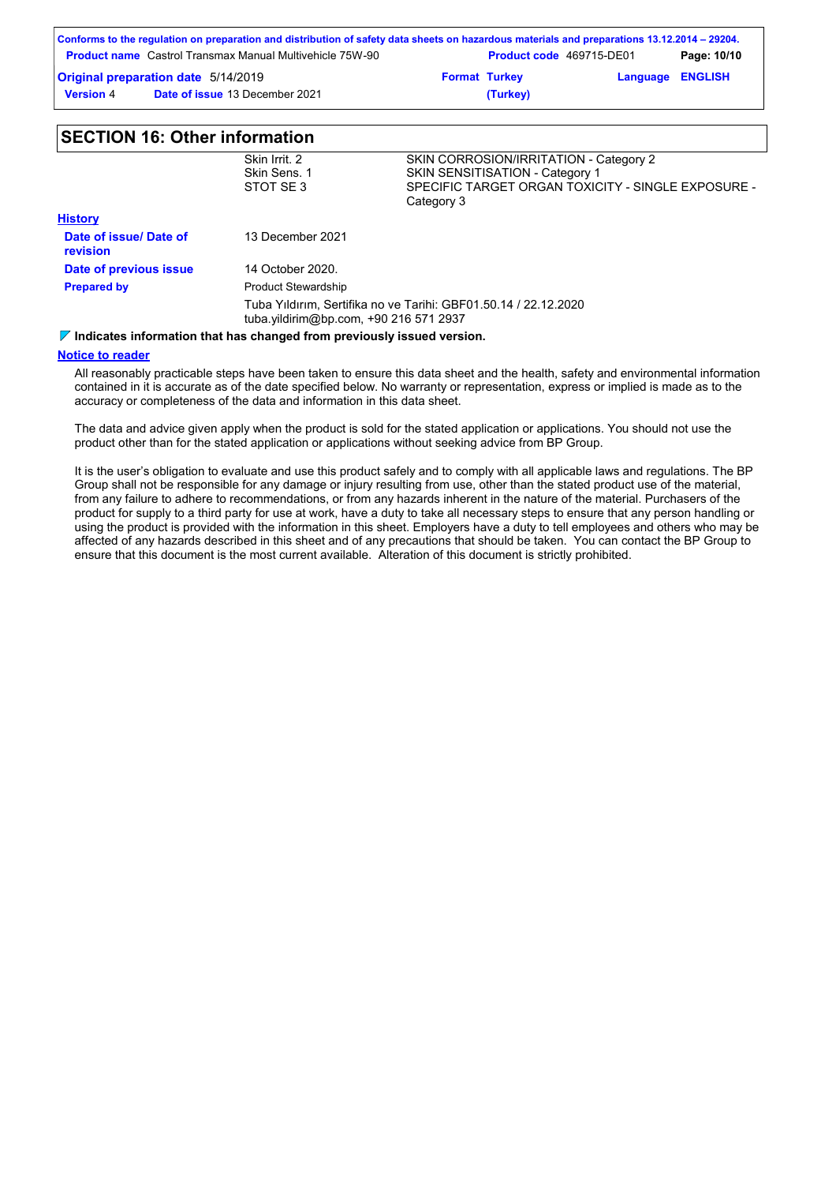## SECTION 16: Other information

| | | |
|---|---|---|
| | Skin Irrit. 2 | SKIN CORROSION/IRRITATION - Category 2 |
| | Skin Sens. 1 | SKIN SENSITISATION - Category 1 |
| | STOT SE 3 | SPECIFIC TARGET ORGAN TOXICITY - SINGLE EXPOSURE - Category 3 |

**History**

| | |
|---|---|
| **Date of issue/ Date of revision** | 13 December 2021 |
| **Date of previous issue** | 14 October 2020. |
| **Prepared by** | Product Stewardship |
| | Tuba Yıldırım, Sertifika no ve Tarihi: GBF01.50.14 / 22.12.2020<br>tuba.yildirim@bp.com, +90 216 571 2937 |

**Indicates information that has changed from previously issued version.**

**Notice to reader**

All reasonably practicable steps have been taken to ensure this data sheet and the health, safety and environmental information contained in it is accurate as of the date specified below. No warranty or representation, express or implied is made as to the accuracy or completeness of the data and information in this data sheet.

The data and advice given apply when the product is sold for the stated application or applications. You should not use the product other than for the stated application or applications without seeking advice from BP Group.

It is the user's obligation to evaluate and use this product safely and to comply with all applicable laws and regulations. The BP Group shall not be responsible for any damage or injury resulting from use, other than the stated product use of the material, from any failure to adhere to recommendations, or from any hazards inherent in the nature of the material. Purchasers of the product for supply to a third party for use at work, have a duty to take all necessary steps to ensure that any person handling or using the product is provided with the information in this sheet. Employers have a duty to tell employees and others who may be affected of any hazards described in this sheet and of any precautions that should be taken. You can contact the BP Group to ensure that this document is the most current available. Alteration of this document is strictly prohibited.